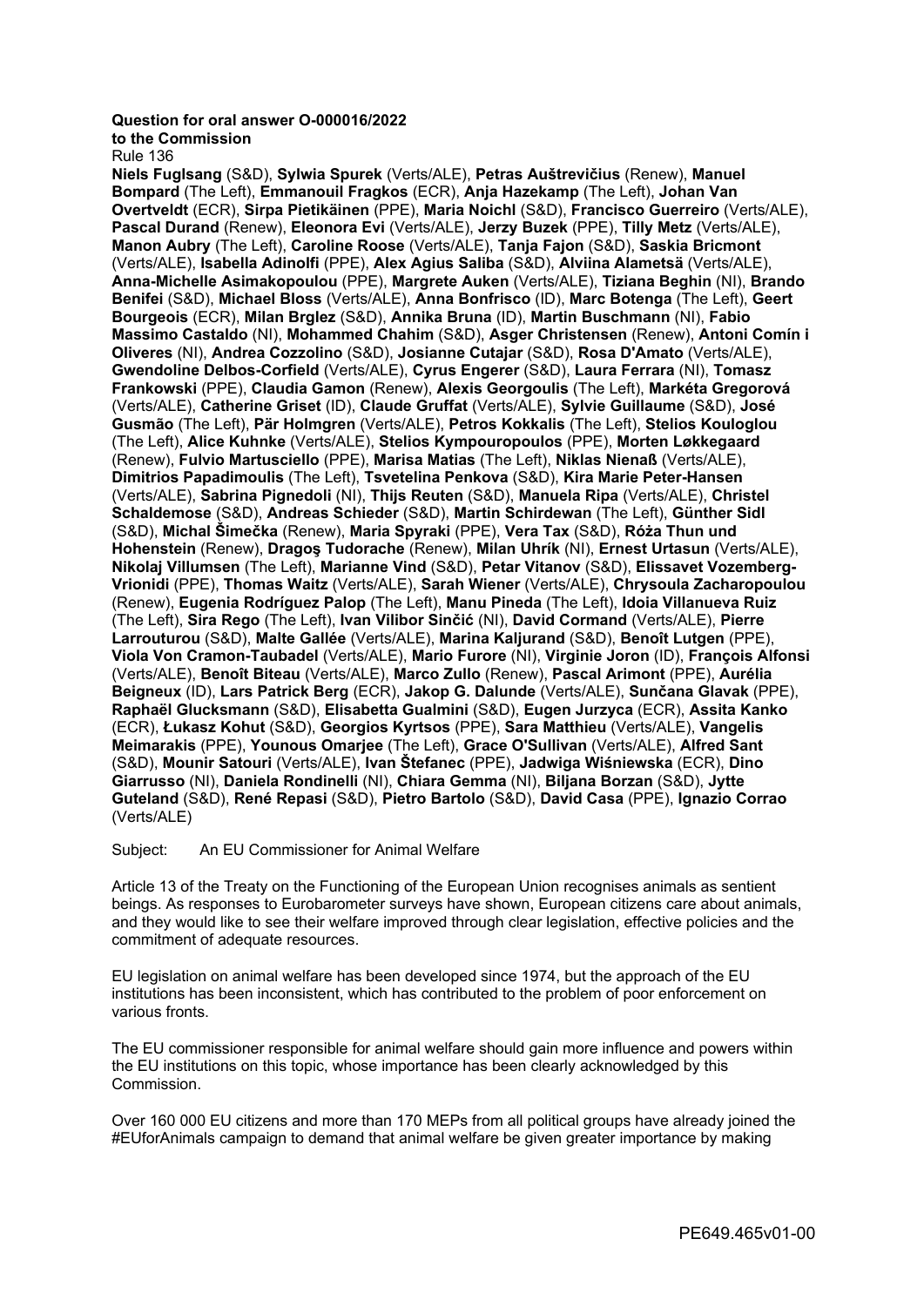**Question for oral answer O-000016/2022**
**to the Commission**
Rule 136

**Niels Fuglsang** (S&D), **Sylwia Spurek** (Verts/ALE), **Petras Auštrevičius** (Renew), **Manuel Bompard** (The Left), **Emmanouil Fragkos** (ECR), **Anja Hazekamp** (The Left), **Johan Van Overtveldt** (ECR), **Sirpa Pietikäinen** (PPE), **Maria Noichl** (S&D), **Francisco Guerreiro** (Verts/ALE), **Pascal Durand** (Renew), **Eleonora Evi** (Verts/ALE), **Jerzy Buzek** (PPE), **Tilly Metz** (Verts/ALE), **Manon Aubry** (The Left), **Caroline Roose** (Verts/ALE), **Tanja Fajon** (S&D), **Saskia Bricmont** (Verts/ALE), **Isabella Adinolfi** (PPE), **Alex Agius Saliba** (S&D), **Alviina Alametsä** (Verts/ALE), **Anna-Michelle Asimakopoulou** (PPE), **Margrete Auken** (Verts/ALE), **Tiziana Beghin** (NI), **Brando Benifei** (S&D), **Michael Bloss** (Verts/ALE), **Anna Bonfrisco** (ID), **Marc Botenga** (The Left), **Geert Bourgeois** (ECR), **Milan Brglez** (S&D), **Annika Bruna** (ID), **Martin Buschmann** (NI), **Fabio Massimo Castaldo** (NI), **Mohammed Chahim** (S&D), **Asger Christensen** (Renew), **Antoni Comín i Oliveres** (NI), **Andrea Cozzolino** (S&D), **Josianne Cutajar** (S&D), **Rosa D'Amato** (Verts/ALE), **Gwendoline Delbos-Corfield** (Verts/ALE), **Cyrus Engerer** (S&D), **Laura Ferrara** (NI), **Tomasz Frankowski** (PPE), **Claudia Gamon** (Renew), **Alexis Georgoulis** (The Left), **Markéta Gregorová** (Verts/ALE), **Catherine Griset** (ID), **Claude Gruffat** (Verts/ALE), **Sylvie Guillaume** (S&D), **José Gusmão** (The Left), **Pär Holmgren** (Verts/ALE), **Petros Kokkalis** (The Left), **Stelios Kouloglou** (The Left), **Alice Kuhnke** (Verts/ALE), **Stelios Kympouropoulos** (PPE), **Morten Løkkegaard** (Renew), **Fulvio Martusciello** (PPE), **Marisa Matias** (The Left), **Niklas Nienaß** (Verts/ALE), **Dimitrios Papadimoulis** (The Left), **Tsvetelina Penkova** (S&D), **Kira Marie Peter-Hansen** (Verts/ALE), **Sabrina Pignedoli** (NI), **Thijs Reuten** (S&D), **Manuela Ripa** (Verts/ALE), **Christel Schaldemose** (S&D), **Andreas Schieder** (S&D), **Martin Schirdewan** (The Left), **Günther Sidl** (S&D), **Michal Šimečka** (Renew), **Maria Spyraki** (PPE), **Vera Tax** (S&D), **Róża Thun und Hohenstein** (Renew), **Dragoş Tudorache** (Renew), **Milan Uhrík** (NI), **Ernest Urtasun** (Verts/ALE), **Nikolaj Villumsen** (The Left), **Marianne Vind** (S&D), **Petar Vitanov** (S&D), **Elissavet Vozemberg-Vrionidi** (PPE), **Thomas Waitz** (Verts/ALE), **Sarah Wiener** (Verts/ALE), **Chrysoula Zacharopoulou** (Renew), **Eugenia Rodríguez Palop** (The Left), **Manu Pineda** (The Left), **Idoia Villanueva Ruiz** (The Left), **Sira Rego** (The Left), **Ivan Vilibor Sinčić** (NI), **David Cormand** (Verts/ALE), **Pierre Larrouturou** (S&D), **Malte Gallée** (Verts/ALE), **Marina Kaljurand** (S&D), **Benoît Lutgen** (PPE), **Viola Von Cramon-Taubadel** (Verts/ALE), **Mario Furore** (NI), **Virginie Joron** (ID), **François Alfonsi** (Verts/ALE), **Benoît Biteau** (Verts/ALE), **Marco Zullo** (Renew), **Pascal Arimont** (PPE), **Aurélia Beigneux** (ID), **Lars Patrick Berg** (ECR), **Jakop G. Dalunde** (Verts/ALE), **Sunčana Glavak** (PPE), **Raphaël Glucksmann** (S&D), **Elisabetta Gualmini** (S&D), **Eugen Jurzyca** (ECR), **Assita Kanko** (ECR), **Łukasz Kohut** (S&D), **Georgios Kyrtsos** (PPE), **Sara Matthieu** (Verts/ALE), **Vangelis Meimarakis** (PPE), **Younous Omarjee** (The Left), **Grace O'Sullivan** (Verts/ALE), **Alfred Sant** (S&D), **Mounir Satouri** (Verts/ALE), **Ivan Štefanec** (PPE), **Jadwiga Wiśniewska** (ECR), **Dino Giarrusso** (NI), **Daniela Rondinelli** (NI), **Chiara Gemma** (NI), **Biljana Borzan** (S&D), **Jytte Guteland** (S&D), **René Repasi** (S&D), **Pietro Bartolo** (S&D), **David Casa** (PPE), **Ignazio Corrao** (Verts/ALE)

Subject: An EU Commissioner for Animal Welfare

Article 13 of the Treaty on the Functioning of the European Union recognises animals as sentient beings. As responses to Eurobarometer surveys have shown, European citizens care about animals, and they would like to see their welfare improved through clear legislation, effective policies and the commitment of adequate resources.

EU legislation on animal welfare has been developed since 1974, but the approach of the EU institutions has been inconsistent, which has contributed to the problem of poor enforcement on various fronts.

The EU commissioner responsible for animal welfare should gain more influence and powers within the EU institutions on this topic, whose importance has been clearly acknowledged by this Commission.

Over 160 000 EU citizens and more than 170 MEPs from all political groups have already joined the #EUforAnimals campaign to demand that animal welfare be given greater importance by making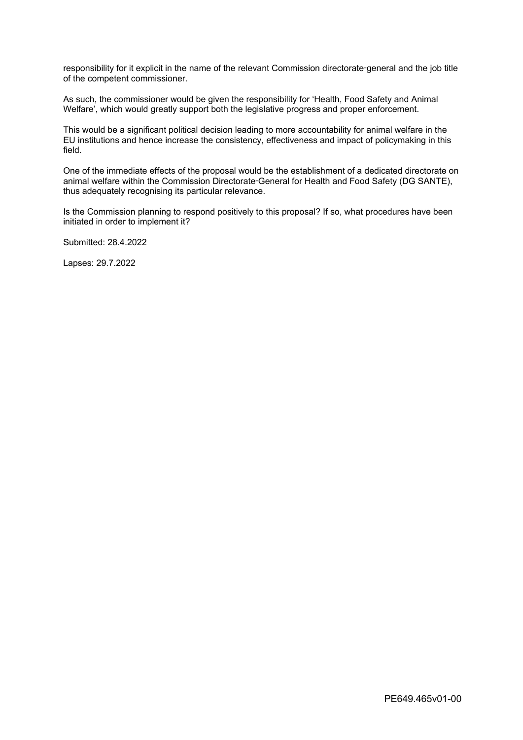responsibility for it explicit in the name of the relevant Commission directorate‑general and the job title of the competent commissioner.

As such, the commissioner would be given the responsibility for 'Health, Food Safety and Animal Welfare', which would greatly support both the legislative progress and proper enforcement.

This would be a significant political decision leading to more accountability for animal welfare in the EU institutions and hence increase the consistency, effectiveness and impact of policymaking in this field.

One of the immediate effects of the proposal would be the establishment of a dedicated directorate on animal welfare within the Commission Directorate‑General for Health and Food Safety (DG SANTE), thus adequately recognising its particular relevance.

Is the Commission planning to respond positively to this proposal? If so, what procedures have been initiated in order to implement it?

Submitted: 28.4.2022

Lapses: 29.7.2022

PE649.465v01-00